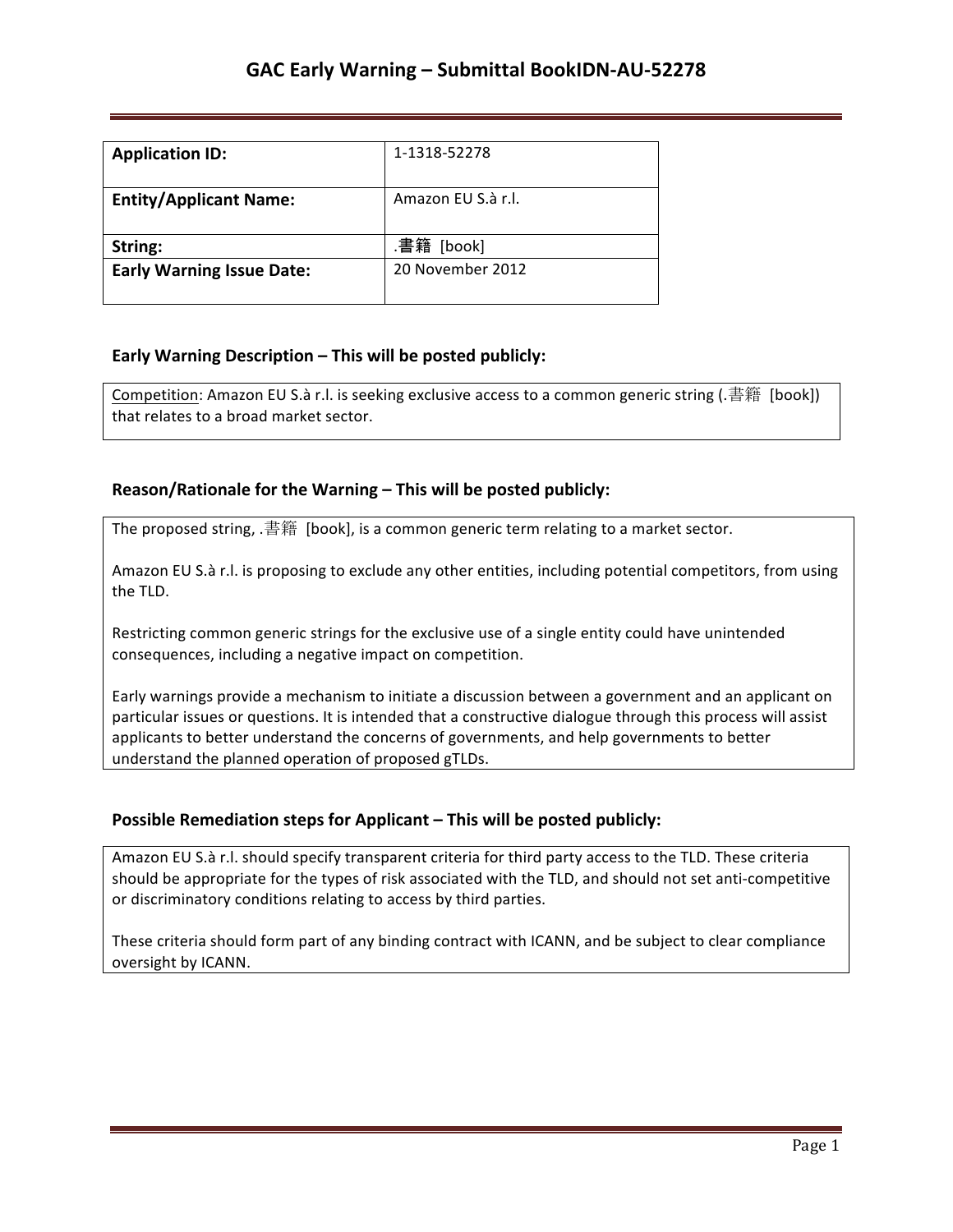# GAC Early Warning – Submittal BookIDN-AU-52278

| **Application ID:** | 1-1318-52278 |
|---|---|
| **Entity/Applicant Name:** | Amazon EU S.à r.l. |
| **String:** | .書籍 [book] |
| **Early Warning Issue Date:** | 20 November 2012 |

## Early Warning Description – This will be posted publicly:

Competition: Amazon EU S.à r.l. is seeking exclusive access to a common generic string (.書籍 [book]) that relates to a broad market sector.

## Reason/Rationale for the Warning – This will be posted publicly:

The proposed string, .書籍 [book], is a common generic term relating to a market sector.

Amazon EU S.à r.l. is proposing to exclude any other entities, including potential competitors, from using the TLD.

Restricting common generic strings for the exclusive use of a single entity could have unintended consequences, including a negative impact on competition.

Early warnings provide a mechanism to initiate a discussion between a government and an applicant on particular issues or questions. It is intended that a constructive dialogue through this process will assist applicants to better understand the concerns of governments, and help governments to better understand the planned operation of proposed gTLDs.

## Possible Remediation steps for Applicant – This will be posted publicly:

Amazon EU S.à r.l. should specify transparent criteria for third party access to the TLD. These criteria should be appropriate for the types of risk associated with the TLD, and should not set anti-competitive or discriminatory conditions relating to access by third parties.

These criteria should form part of any binding contract with ICANN, and be subject to clear compliance oversight by ICANN.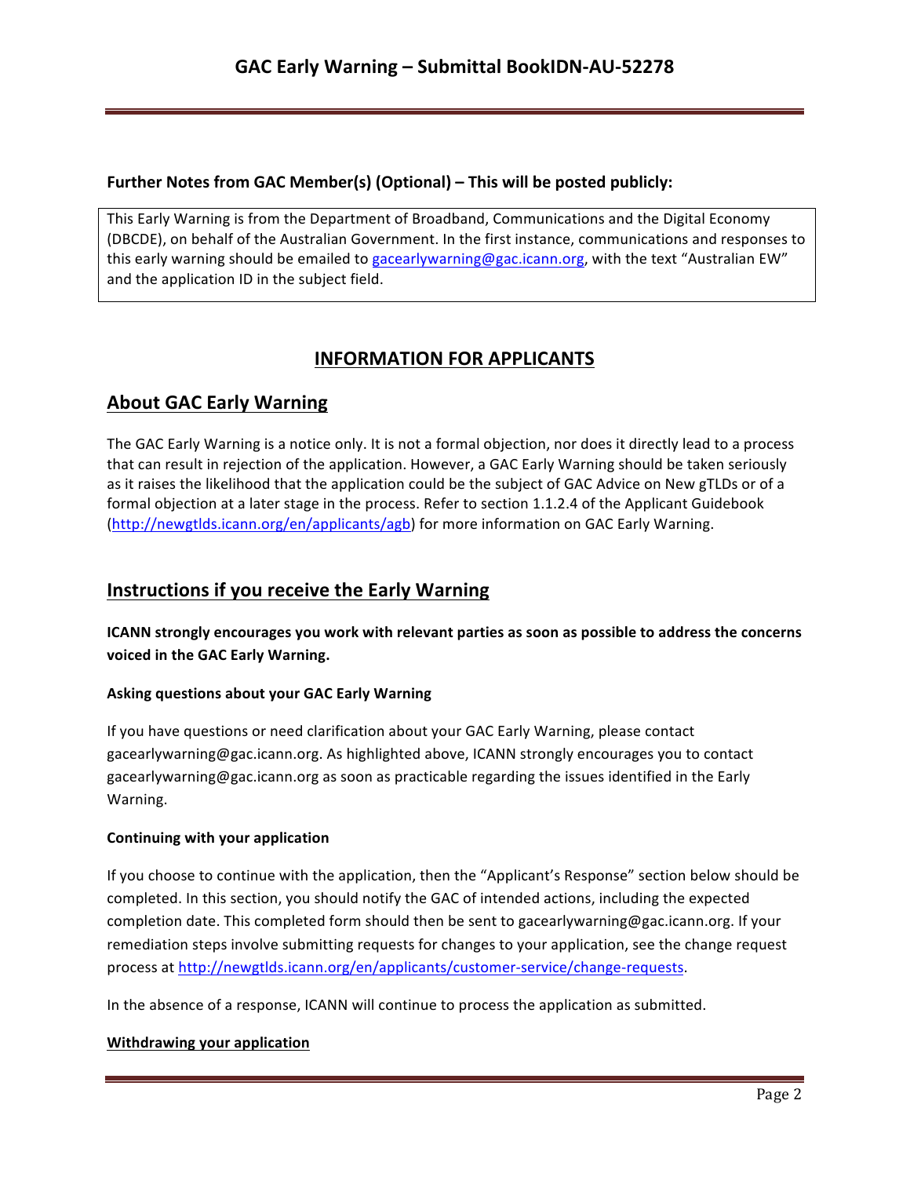**Further Notes from GAC Member(s) (Optional) – This will be posted publicly:**

This Early Warning is from the Department of Broadband, Communications and the Digital Economy (DBCDE), on behalf of the Australian Government. In the first instance, communications and responses to this early warning should be emailed to gacearlywarning@gac.icann.org, with the text "Australian EW" and the application ID in the subject field.

## INFORMATION FOR APPLICANTS

## About GAC Early Warning

The GAC Early Warning is a notice only. It is not a formal objection, nor does it directly lead to a process that can result in rejection of the application. However, a GAC Early Warning should be taken seriously as it raises the likelihood that the application could be the subject of GAC Advice on New gTLDs or of a formal objection at a later stage in the process. Refer to section 1.1.2.4 of the Applicant Guidebook (http://newgtlds.icann.org/en/applicants/agb) for more information on GAC Early Warning.

## Instructions if you receive the Early Warning

**ICANN strongly encourages you work with relevant parties as soon as possible to address the concerns voiced in the GAC Early Warning.**

#### Asking questions about your GAC Early Warning

If you have questions or need clarification about your GAC Early Warning, please contact gacearlywarning@gac.icann.org. As highlighted above, ICANN strongly encourages you to contact gacearlywarning@gac.icann.org as soon as practicable regarding the issues identified in the Early Warning.

#### Continuing with your application

If you choose to continue with the application, then the "Applicant's Response" section below should be completed. In this section, you should notify the GAC of intended actions, including the expected completion date. This completed form should then be sent to gacearlywarning@gac.icann.org. If your remediation steps involve submitting requests for changes to your application, see the change request process at http://newgtlds.icann.org/en/applicants/customer-service/change-requests.

In the absence of a response, ICANN will continue to process the application as submitted.

#### Withdrawing your application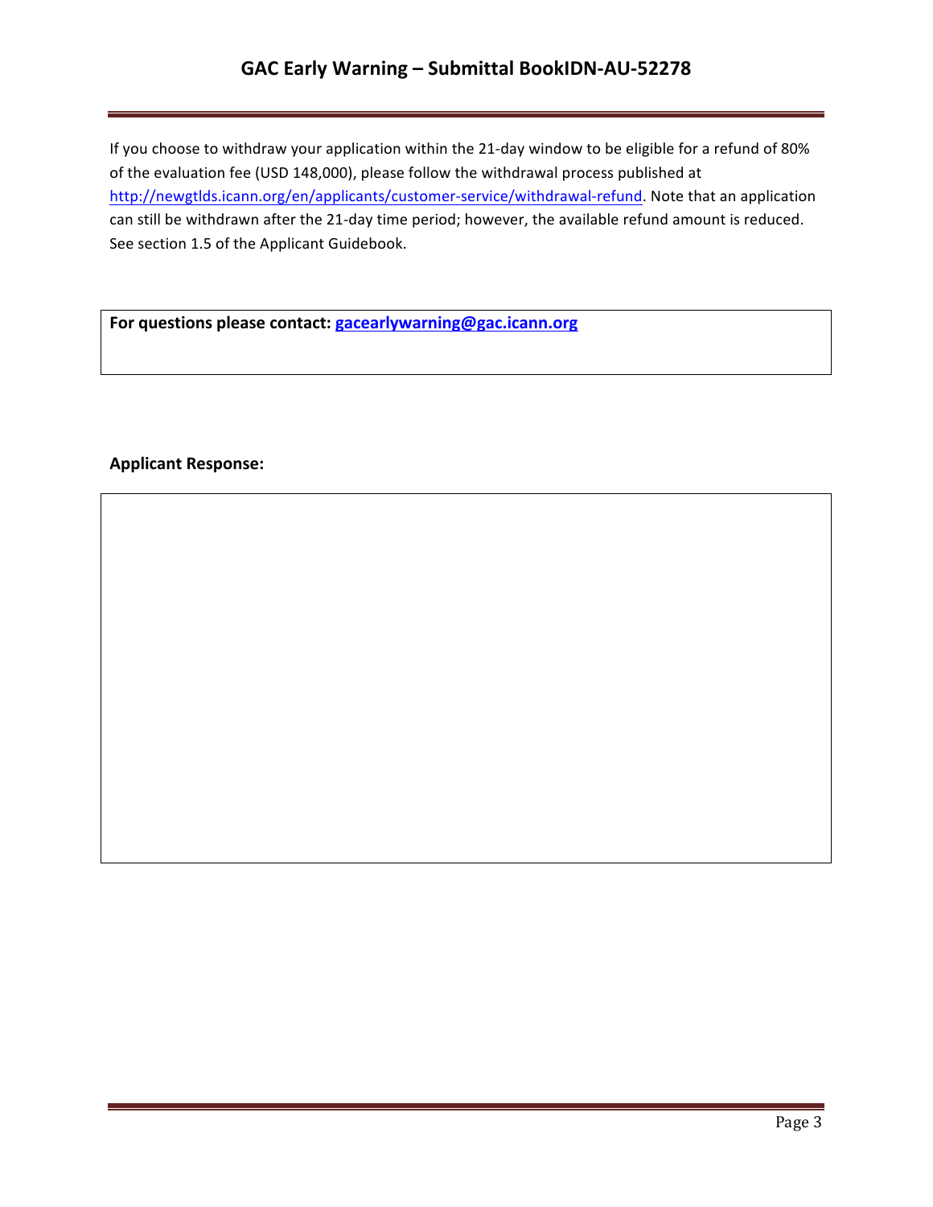If you choose to withdraw your application within the 21-day window to be eligible for a refund of 80% of the evaluation fee (USD 148,000), please follow the withdrawal process published at http://newgtlds.icann.org/en/applicants/customer-service/withdrawal-refund. Note that an application can still be withdrawn after the 21-day time period; however, the available refund amount is reduced. See section 1.5 of the Applicant Guidebook.

**For questions please contact: gacearlywarning@gac.icann.org**

**Applicant Response:**